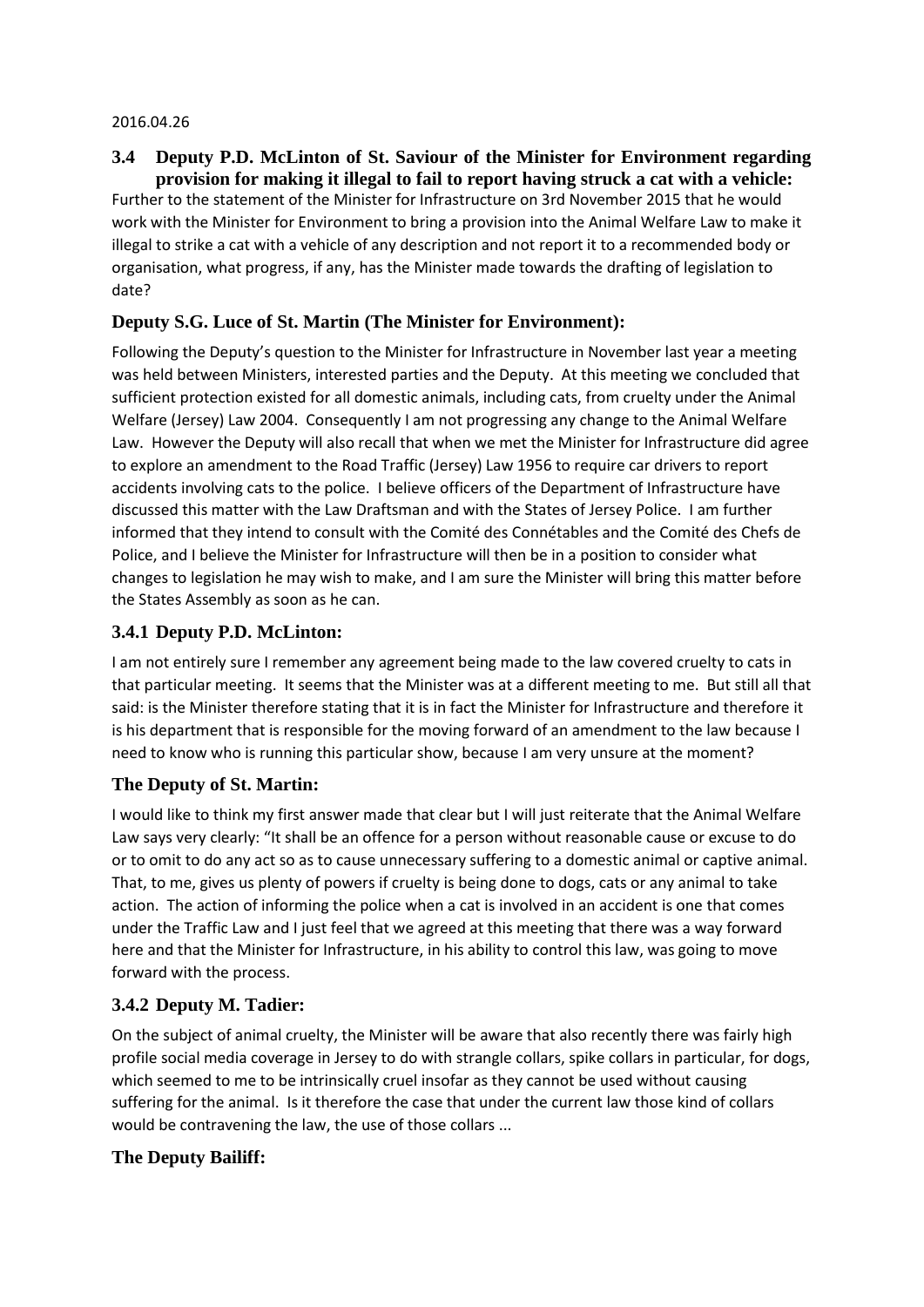2016.04.26

## 3.4 Deputy P.D. McLinton of St. Saviour of the Minister for Environment regarding provision for making it illegal to fail to report having struck a cat with a vehicle:

Further to the statement of the Minister for Infrastructure on 3rd November 2015 that he would work with the Minister for Environment to bring a provision into the Animal Welfare Law to make it illegal to strike a cat with a vehicle of any description and not report it to a recommended body or organisation, what progress, if any, has the Minister made towards the drafting of legislation to date?

### Deputy S.G. Luce of St. Martin (The Minister for Environment):

Following the Deputy's question to the Minister for Infrastructure in November last year a meeting was held between Ministers, interested parties and the Deputy. At this meeting we concluded that sufficient protection existed for all domestic animals, including cats, from cruelty under the Animal Welfare (Jersey) Law 2004. Consequently I am not progressing any change to the Animal Welfare Law. However the Deputy will also recall that when we met the Minister for Infrastructure did agree to explore an amendment to the Road Traffic (Jersey) Law 1956 to require car drivers to report accidents involving cats to the police. I believe officers of the Department of Infrastructure have discussed this matter with the Law Draftsman and with the States of Jersey Police. I am further informed that they intend to consult with the Comité des Connétables and the Comité des Chefs de Police, and I believe the Minister for Infrastructure will then be in a position to consider what changes to legislation he may wish to make, and I am sure the Minister will bring this matter before the States Assembly as soon as he can.

### 3.4.1 Deputy P.D. McLinton:

I am not entirely sure I remember any agreement being made to the law covered cruelty to cats in that particular meeting. It seems that the Minister was at a different meeting to me. But still all that said: is the Minister therefore stating that it is in fact the Minister for Infrastructure and therefore it is his department that is responsible for the moving forward of an amendment to the law because I need to know who is running this particular show, because I am very unsure at the moment?

### The Deputy of St. Martin:

I would like to think my first answer made that clear but I will just reiterate that the Animal Welfare Law says very clearly: "It shall be an offence for a person without reasonable cause or excuse to do or to omit to do any act so as to cause unnecessary suffering to a domestic animal or captive animal. That, to me, gives us plenty of powers if cruelty is being done to dogs, cats or any animal to take action. The action of informing the police when a cat is involved in an accident is one that comes under the Traffic Law and I just feel that we agreed at this meeting that there was a way forward here and that the Minister for Infrastructure, in his ability to control this law, was going to move forward with the process.

### 3.4.2 Deputy M. Tadier:

On the subject of animal cruelty, the Minister will be aware that also recently there was fairly high profile social media coverage in Jersey to do with strangle collars, spike collars in particular, for dogs, which seemed to me to be intrinsically cruel insofar as they cannot be used without causing suffering for the animal. Is it therefore the case that under the current law those kind of collars would be contravening the law, the use of those collars ...

### The Deputy Bailiff: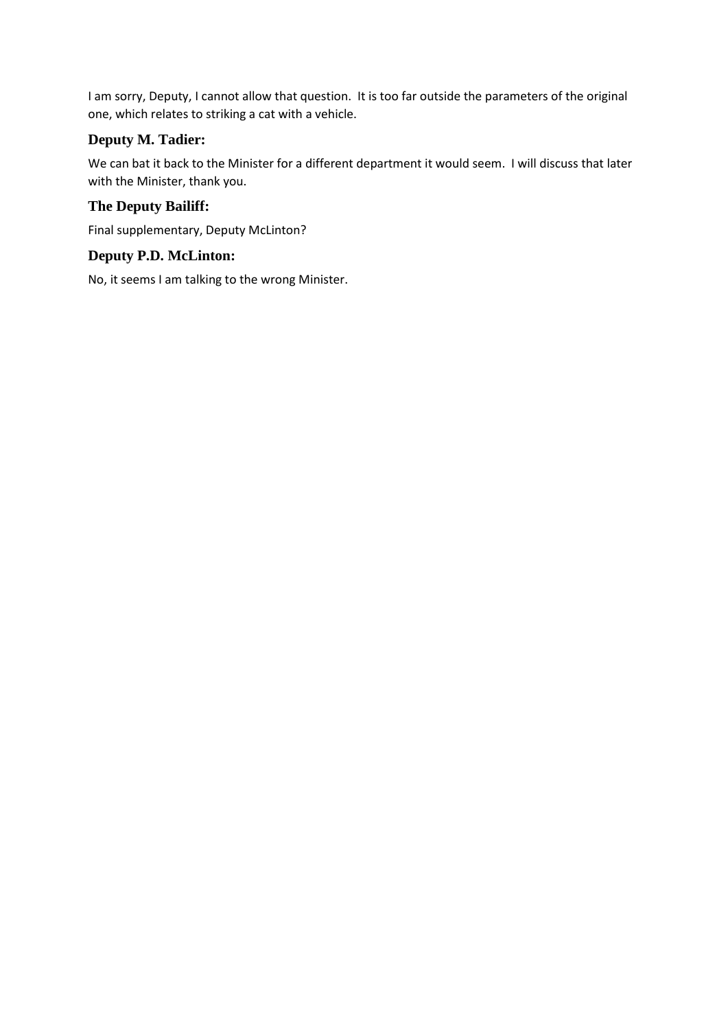I am sorry, Deputy, I cannot allow that question. It is too far outside the parameters of the original one, which relates to striking a cat with a vehicle.

### Deputy M. Tadier:

We can bat it back to the Minister for a different department it would seem. I will discuss that later with the Minister, thank you.

### The Deputy Bailiff:

Final supplementary, Deputy McLinton?

### Deputy P.D. McLinton:

No, it seems I am talking to the wrong Minister.